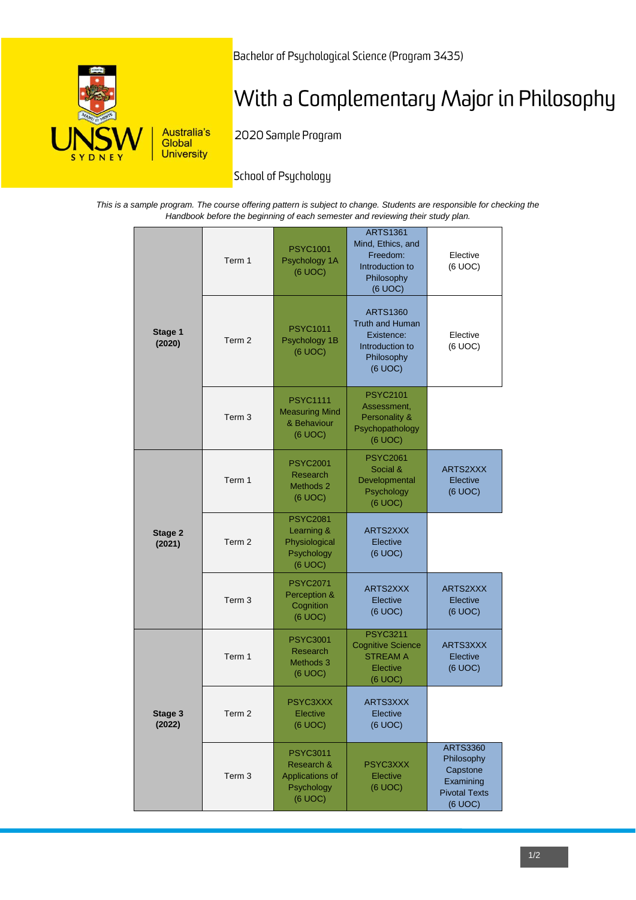Bachelor of Psychological Science (Program 3435)

# With a Complementary Major in Philosophy

2020 Sample Program

School of Psychology

*This is a sample program. The course offering pattern is subject to change. Students are responsible for checking the Handbook before the beginning of each semester and reviewing their study plan.*

| | | | | |
|---|---|---|---|---|
| **Stage 1 (2020)** | Term 1 | PSYC1001 Psychology 1A (6 UOC) | ARTS1361 Mind, Ethics, and Freedom: Introduction to Philosophy (6 UOC) | Elective (6 UOC) |
| | Term 2 | PSYC1011 Psychology 1B (6 UOC) | ARTS1360 Truth and Human Existence: Introduction to Philosophy (6 UOC) | Elective (6 UOC) |
| | Term 3 | PSYC1111 Measuring Mind & Behaviour (6 UOC) | PSYC2101 Assessment, Personality & Psychopathology (6 UOC) | |
| **Stage 2 (2021)** | Term 1 | PSYC2001 Research Methods 2 (6 UOC) | PSYC2061 Social & Developmental Psychology (6 UOC) | ARTS2XXX Elective (6 UOC) |
| | Term 2 | PSYC2081 Learning & Physiological Psychology (6 UOC) | ARTS2XXX Elective (6 UOC) | |
| | Term 3 | PSYC2071 Perception & Cognition (6 UOC) | ARTS2XXX Elective (6 UOC) | ARTS2XXX Elective (6 UOC) |
| **Stage 3 (2022)** | Term 1 | PSYC3001 Research Methods 3 (6 UOC) | PSYC3211 Cognitive Science STREAM A Elective (6 UOC) | ARTS3XXX Elective (6 UOC) |
| | Term 2 | PSYC3XXX Elective (6 UOC) | ARTS3XXX Elective (6 UOC) | |
| | Term 3 | PSYC3011 Research & Applications of Psychology (6 UOC) | PSYC3XXX Elective (6 UOC) | ARTS3360 Philosophy Capstone Examining Pivotal Texts (6 UOC) |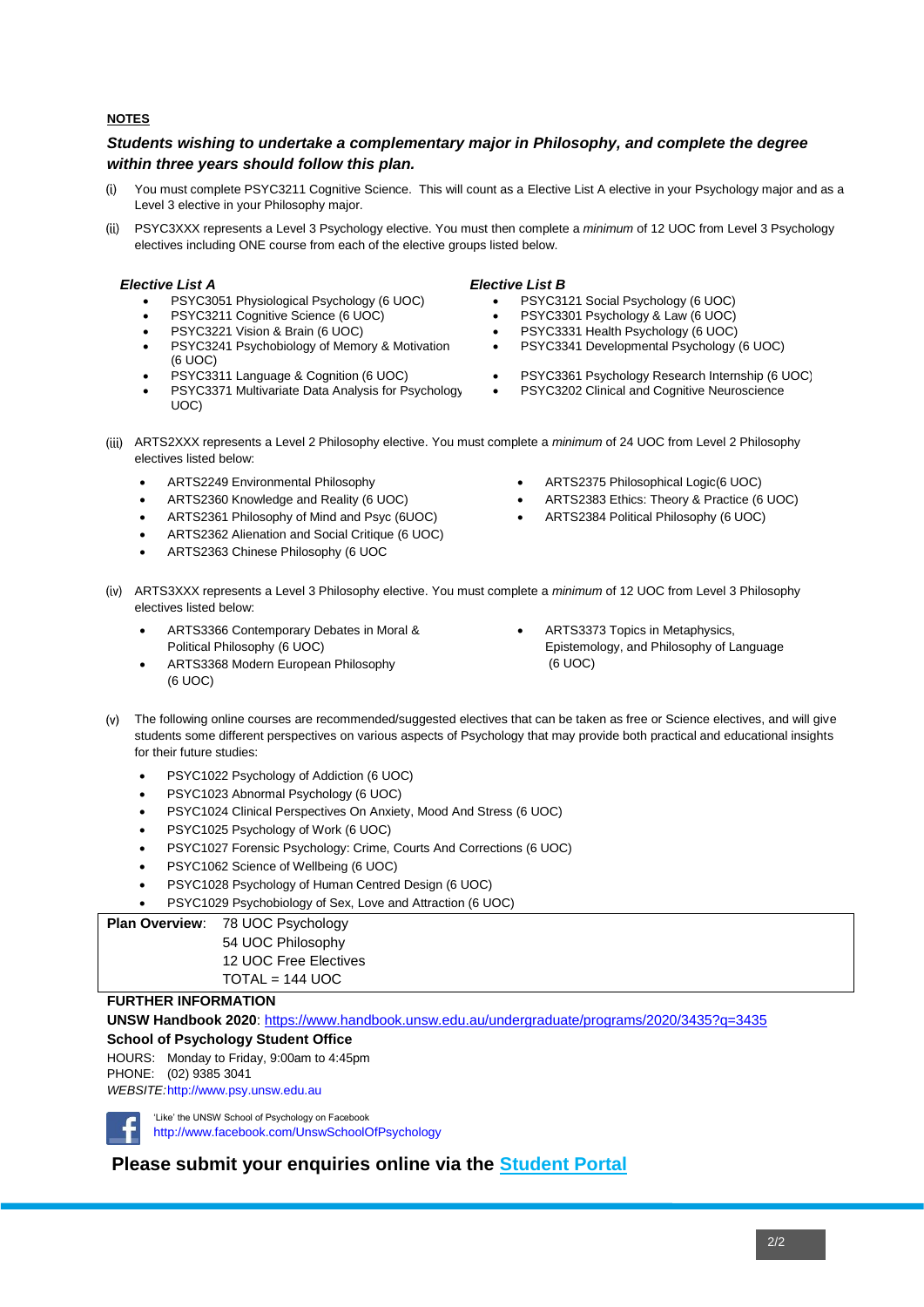**NOTES**

***Students wishing to undertake a complementary major in Philosophy, and complete the degree within three years should follow this plan.***

(i) You must complete PSYC3211 Cognitive Science. This will count as a Elective List A elective in your Psychology major and as a Level 3 elective in your Philosophy major.

(ii) PSYC3XXX represents a Level 3 Psychology elective. You must then complete a *minimum* of 12 UOC from Level 3 Psychology electives including ONE course from each of the elective groups listed below.

***Elective List A***

- PSYC3051 Physiological Psychology (6 UOC)
- PSYC3211 Cognitive Science (6 UOC)
- PSYC3221 Vision & Brain (6 UOC)
- PSYC3241 Psychobiology of Memory & Motivation (6 UOC)
- PSYC3311 Language & Cognition (6 UOC)
- PSYC3371 Multivariate Data Analysis for Psychology UOC)

***Elective List B***

- PSYC3121 Social Psychology (6 UOC)
- PSYC3301 Psychology & Law (6 UOC)
- PSYC3331 Health Psychology (6 UOC)
- PSYC3341 Developmental Psychology (6 UOC)
- PSYC3361 Psychology Research Internship (6 UOC)
- PSYC3202 Clinical and Cognitive Neuroscience

(iii) ARTS2XXX represents a Level 2 Philosophy elective. You must complete a *minimum* of 24 UOC from Level 2 Philosophy electives listed below:

- ARTS2249 Environmental Philosophy
- ARTS2360 Knowledge and Reality (6 UOC)
- ARTS2361 Philosophy of Mind and Psyc (6UOC)
- ARTS2362 Alienation and Social Critique (6 UOC)
- ARTS2363 Chinese Philosophy (6 UOC
- ARTS2375 Philosophical Logic(6 UOC)
- ARTS2383 Ethics: Theory & Practice (6 UOC)
- ARTS2384 Political Philosophy (6 UOC)

(iv) ARTS3XXX represents a Level 3 Philosophy elective. You must complete a *minimum* of 12 UOC from Level 3 Philosophy electives listed below:

- ARTS3366 Contemporary Debates in Moral & Political Philosophy (6 UOC)
- ARTS3368 Modern European Philosophy (6 UOC)
- ARTS3373 Topics in Metaphysics, Epistemology, and Philosophy of Language (6 UOC)

(v) The following online courses are recommended/suggested electives that can be taken as free or Science electives, and will give students some different perspectives on various aspects of Psychology that may provide both practical and educational insights for their future studies:

- PSYC1022 Psychology of Addiction (6 UOC)
- PSYC1023 Abnormal Psychology (6 UOC)
- PSYC1024 Clinical Perspectives On Anxiety, Mood And Stress (6 UOC)
- PSYC1025 Psychology of Work (6 UOC)
- PSYC1027 Forensic Psychology: Crime, Courts And Corrections (6 UOC)
- PSYC1062 Science of Wellbeing (6 UOC)
- PSYC1028 Psychology of Human Centred Design (6 UOC)
- PSYC1029 Psychobiology of Sex, Love and Attraction (6 UOC)

**Plan Overview**: 78 UOC Psychology
54 UOC Philosophy
12 UOC Free Electives
TOTAL = 144 UOC

**FURTHER INFORMATION**

**UNSW Handbook 2020**: https://www.handbook.unsw.edu.au/undergraduate/programs/2020/3435?q=3435

**School of Psychology Student Office**

HOURS: Monday to Friday, 9:00am to 4:45pm
PHONE: (02) 9385 3041
*WEBSITE:* http://www.psy.unsw.edu.au

'Like' the UNSW School of Psychology on Facebook
http://www.facebook.com/UnswSchoolOfPsychology

**Please submit your enquiries online via the Student Portal**